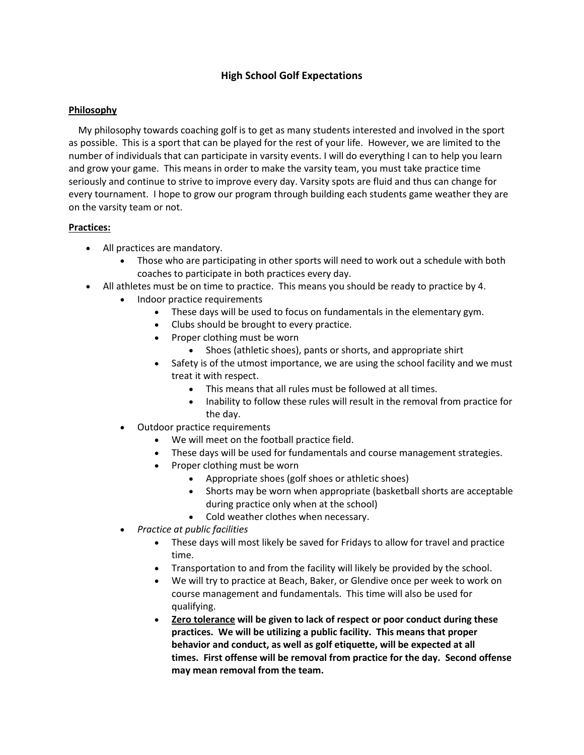# High School Golf Expectations

**Philosophy**

My philosophy towards coaching golf is to get as many students interested and involved in the sport as possible. This is a sport that can be played for the rest of your life. However, we are limited to the number of individuals that can participate in varsity events. I will do everything I can to help you learn and grow your game. This means in order to make the varsity team, you must take practice time seriously and continue to strive to improve every day. Varsity spots are fluid and thus can change for every tournament. I hope to grow our program through building each students game weather they are on the varsity team or not.

**Practices:**

- All practices are mandatory.
    - Those who are participating in other sports will need to work out a schedule with both coaches to participate in both practices every day.
- All athletes must be on time to practice. This means you should be ready to practice by 4.
    - Indoor practice requirements
        - These days will be used to focus on fundamentals in the elementary gym.
        - Clubs should be brought to every practice.
        - Proper clothing must be worn
            - Shoes (athletic shoes), pants or shorts, and appropriate shirt
        - Safety is of the utmost importance, we are using the school facility and we must treat it with respect.
            - This means that all rules must be followed at all times.
            - Inability to follow these rules will result in the removal from practice for the day.
    - Outdoor practice requirements
        - We will meet on the football practice field.
        - These days will be used for fundamentals and course management strategies.
        - Proper clothing must be worn
            - Appropriate shoes (golf shoes or athletic shoes)
            - Shorts may be worn when appropriate (basketball shorts are acceptable during practice only when at the school)
            - Cold weather clothes when necessary.
    - *Practice at public facilities*
        - These days will most likely be saved for Fridays to allow for travel and practice time.
        - Transportation to and from the facility will likely be provided by the school.
        - We will try to practice at Beach, Baker, or Glendive once per week to work on course management and fundamentals. This time will also be used for qualifying.
        - **Zero tolerance will be given to lack of respect or poor conduct during these practices. We will be utilizing a public facility. This means that proper behavior and conduct, as well as golf etiquette, will be expected at all times. First offense will be removal from practice for the day. Second offense may mean removal from the team.**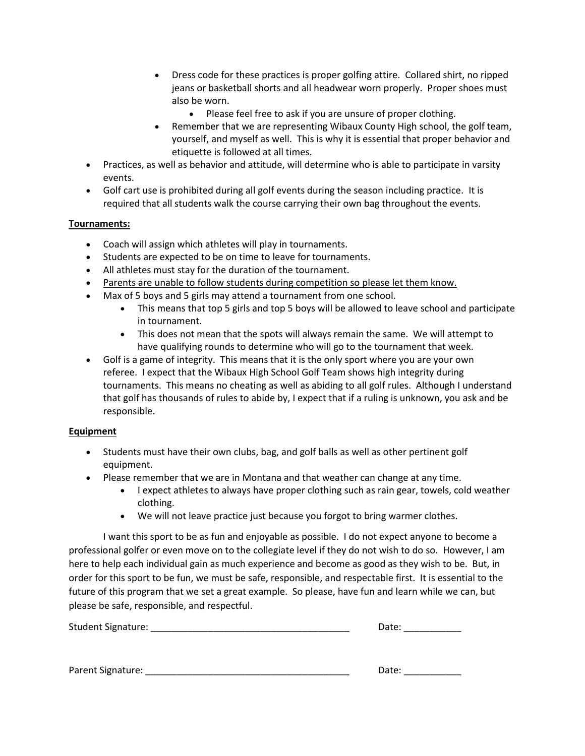- Dress code for these practices is proper golfing attire. Collared shirt, no ripped jeans or basketball shorts and all headwear worn properly. Proper shoes must also be worn.
        - Please feel free to ask if you are unsure of proper clothing.
    - Remember that we are representing Wibaux County High school, the golf team, yourself, and myself as well. This is why it is essential that proper behavior and etiquette is followed at all times.
- Practices, as well as behavior and attitude, will determine who is able to participate in varsity events.
- Golf cart use is prohibited during all golf events during the season including practice. It is required that all students walk the course carrying their own bag throughout the events.

**<u>Tournaments:</u>**

- Coach will assign which athletes will play in tournaments.
- Students are expected to be on time to leave for tournaments.
- All athletes must stay for the duration of the tournament.
- <u>Parents are unable to follow students during competition so please let them know.</u>
- Max of 5 boys and 5 girls may attend a tournament from one school.
    - This means that top 5 girls and top 5 boys will be allowed to leave school and participate in tournament.
    - This does not mean that the spots will always remain the same. We will attempt to have qualifying rounds to determine who will go to the tournament that week.
- Golf is a game of integrity. This means that it is the only sport where you are your own referee. I expect that the Wibaux High School Golf Team shows high integrity during tournaments. This means no cheating as well as abiding to all golf rules. Although I understand that golf has thousands of rules to abide by, I expect that if a ruling is unknown, you ask and be responsible.

**<u>Equipment</u>**

- Students must have their own clubs, bag, and golf balls as well as other pertinent golf equipment.
- Please remember that we are in Montana and that weather can change at any time.
    - I expect athletes to always have proper clothing such as rain gear, towels, cold weather clothing.
    - We will not leave practice just because you forgot to bring warmer clothes.

I want this sport to be as fun and enjoyable as possible. I do not expect anyone to become a professional golfer or even move on to the collegiate level if they do not wish to do so. However, I am here to help each individual gain as much experience and become as good as they wish to be. But, in order for this sport to be fun, we must be safe, responsible, and respectable first. It is essential to the future of this program that we set a great example. So please, have fun and learn while we can, but please be safe, responsible, and respectful.

Student Signature: _______________________________________ Date: ___________

Parent Signature: ________________________________________ Date: ___________